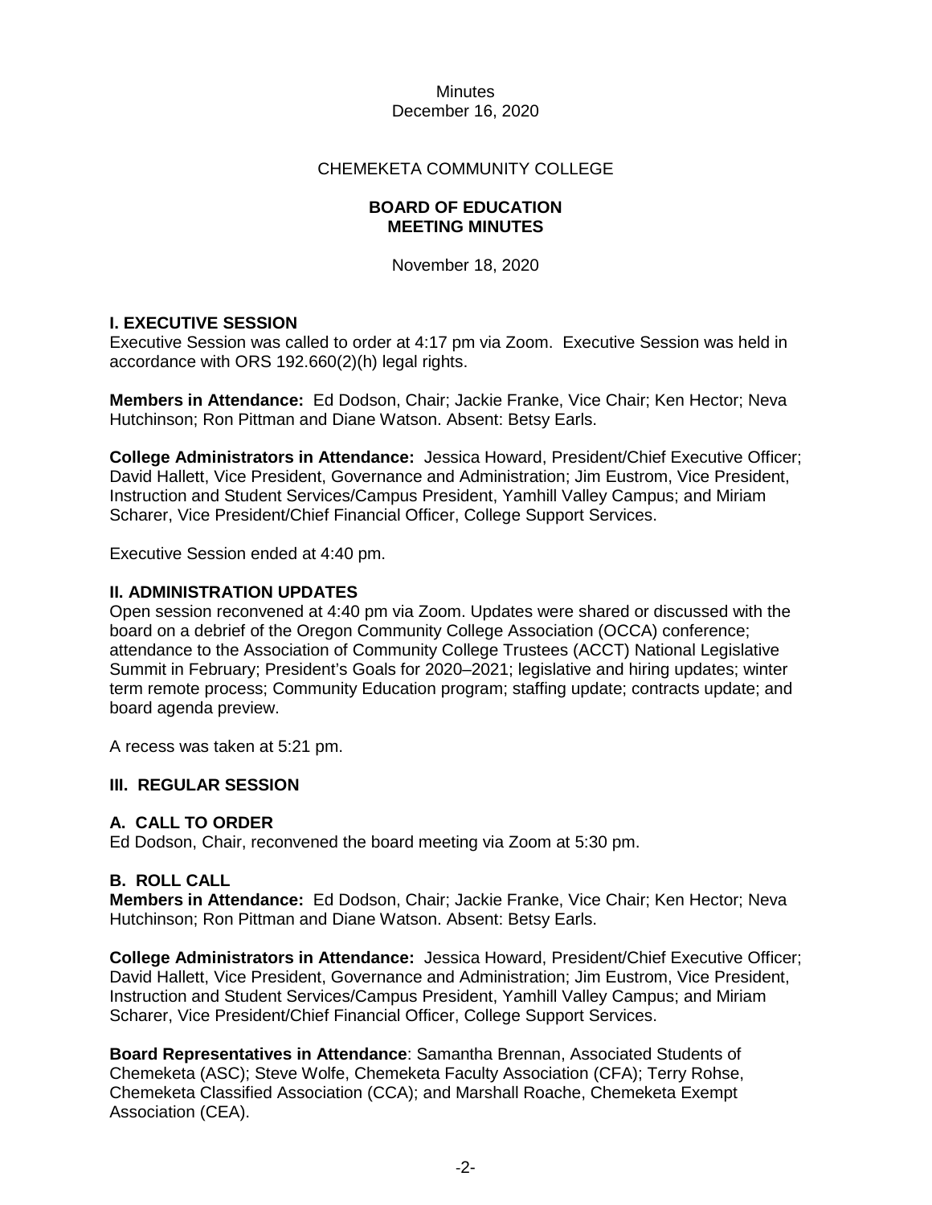Minutes
December 16, 2020

CHEMEKETA COMMUNITY COLLEGE

**BOARD OF EDUCATION**
**MEETING MINUTES**

November 18, 2020

## I. EXECUTIVE SESSION

Executive Session was called to order at 4:17 pm via Zoom. Executive Session was held in accordance with ORS 192.660(2)(h) legal rights.

**Members in Attendance:** Ed Dodson, Chair; Jackie Franke, Vice Chair; Ken Hector; Neva Hutchinson; Ron Pittman and Diane Watson. Absent: Betsy Earls.

**College Administrators in Attendance:** Jessica Howard, President/Chief Executive Officer; David Hallett, Vice President, Governance and Administration; Jim Eustrom, Vice President, Instruction and Student Services/Campus President, Yamhill Valley Campus; and Miriam Scharer, Vice President/Chief Financial Officer, College Support Services.

Executive Session ended at 4:40 pm.

## II. ADMINISTRATION UPDATES

Open session reconvened at 4:40 pm via Zoom. Updates were shared or discussed with the board on a debrief of the Oregon Community College Association (OCCA) conference; attendance to the Association of Community College Trustees (ACCT) National Legislative Summit in February; President's Goals for 2020–2021; legislative and hiring updates; winter term remote process; Community Education program; staffing update; contracts update; and board agenda preview.

A recess was taken at 5:21 pm.

## III. REGULAR SESSION

### A. CALL TO ORDER

Ed Dodson, Chair, reconvened the board meeting via Zoom at 5:30 pm.

### B. ROLL CALL

**Members in Attendance:** Ed Dodson, Chair; Jackie Franke, Vice Chair; Ken Hector; Neva Hutchinson; Ron Pittman and Diane Watson. Absent: Betsy Earls.

**College Administrators in Attendance:** Jessica Howard, President/Chief Executive Officer; David Hallett, Vice President, Governance and Administration; Jim Eustrom, Vice President, Instruction and Student Services/Campus President, Yamhill Valley Campus; and Miriam Scharer, Vice President/Chief Financial Officer, College Support Services.

**Board Representatives in Attendance**: Samantha Brennan, Associated Students of Chemeketa (ASC); Steve Wolfe, Chemeketa Faculty Association (CFA); Terry Rohse, Chemeketa Classified Association (CCA); and Marshall Roache, Chemeketa Exempt Association (CEA).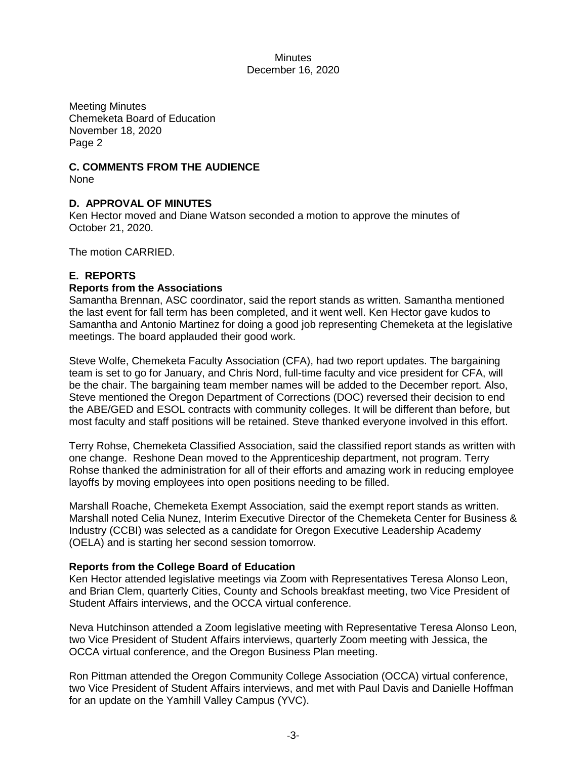Meeting Minutes
Chemeketa Board of Education
November 18, 2020
Page 2

## C. COMMENTS FROM THE AUDIENCE

None

## D. APPROVAL OF MINUTES

Ken Hector moved and Diane Watson seconded a motion to approve the minutes of October 21, 2020.

The motion CARRIED.

## E. REPORTS

### Reports from the Associations

Samantha Brennan, ASC coordinator, said the report stands as written. Samantha mentioned the last event for fall term has been completed, and it went well. Ken Hector gave kudos to Samantha and Antonio Martinez for doing a good job representing Chemeketa at the legislative meetings. The board applauded their good work.

Steve Wolfe, Chemeketa Faculty Association (CFA), had two report updates. The bargaining team is set to go for January, and Chris Nord, full-time faculty and vice president for CFA, will be the chair. The bargaining team member names will be added to the December report. Also, Steve mentioned the Oregon Department of Corrections (DOC) reversed their decision to end the ABE/GED and ESOL contracts with community colleges. It will be different than before, but most faculty and staff positions will be retained. Steve thanked everyone involved in this effort.

Terry Rohse, Chemeketa Classified Association, said the classified report stands as written with one change. Reshone Dean moved to the Apprenticeship department, not program. Terry Rohse thanked the administration for all of their efforts and amazing work in reducing employee layoffs by moving employees into open positions needing to be filled.

Marshall Roache, Chemeketa Exempt Association, said the exempt report stands as written. Marshall noted Celia Nunez, Interim Executive Director of the Chemeketa Center for Business & Industry (CCBI) was selected as a candidate for Oregon Executive Leadership Academy (OELA) and is starting her second session tomorrow.

### Reports from the College Board of Education

Ken Hector attended legislative meetings via Zoom with Representatives Teresa Alonso Leon, and Brian Clem, quarterly Cities, County and Schools breakfast meeting, two Vice President of Student Affairs interviews, and the OCCA virtual conference.

Neva Hutchinson attended a Zoom legislative meeting with Representative Teresa Alonso Leon, two Vice President of Student Affairs interviews, quarterly Zoom meeting with Jessica, the OCCA virtual conference, and the Oregon Business Plan meeting.

Ron Pittman attended the Oregon Community College Association (OCCA) virtual conference, two Vice President of Student Affairs interviews, and met with Paul Davis and Danielle Hoffman for an update on the Yamhill Valley Campus (YVC).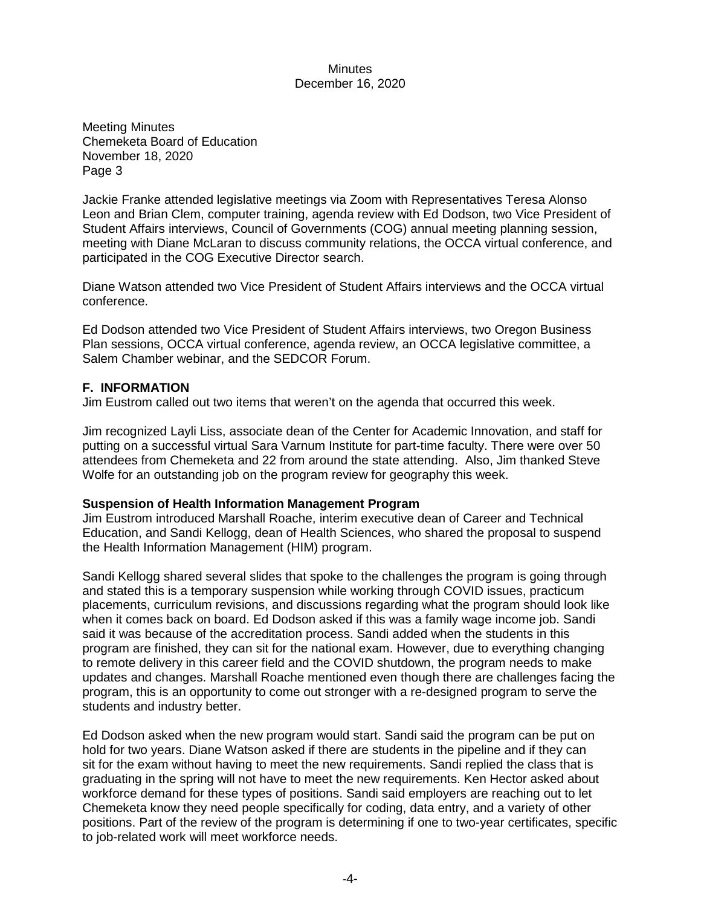Meeting Minutes
Chemeketa Board of Education
November 18, 2020
Page 3

Jackie Franke attended legislative meetings via Zoom with Representatives Teresa Alonso Leon and Brian Clem, computer training, agenda review with Ed Dodson, two Vice President of Student Affairs interviews, Council of Governments (COG) annual meeting planning session, meeting with Diane McLaran to discuss community relations, the OCCA virtual conference, and participated in the COG Executive Director search.

Diane Watson attended two Vice President of Student Affairs interviews and the OCCA virtual conference.

Ed Dodson attended two Vice President of Student Affairs interviews, two Oregon Business Plan sessions, OCCA virtual conference, agenda review, an OCCA legislative committee, a Salem Chamber webinar, and the SEDCOR Forum.

## F. INFORMATION

Jim Eustrom called out two items that weren't on the agenda that occurred this week.

Jim recognized Layli Liss, associate dean of the Center for Academic Innovation, and staff for putting on a successful virtual Sara Varnum Institute for part-time faculty. There were over 50 attendees from Chemeketa and 22 from around the state attending. Also, Jim thanked Steve Wolfe for an outstanding job on the program review for geography this week.

**Suspension of Health Information Management Program**

Jim Eustrom introduced Marshall Roache, interim executive dean of Career and Technical Education, and Sandi Kellogg, dean of Health Sciences, who shared the proposal to suspend the Health Information Management (HIM) program.

Sandi Kellogg shared several slides that spoke to the challenges the program is going through and stated this is a temporary suspension while working through COVID issues, practicum placements, curriculum revisions, and discussions regarding what the program should look like when it comes back on board. Ed Dodson asked if this was a family wage income job. Sandi said it was because of the accreditation process. Sandi added when the students in this program are finished, they can sit for the national exam. However, due to everything changing to remote delivery in this career field and the COVID shutdown, the program needs to make updates and changes. Marshall Roache mentioned even though there are challenges facing the program, this is an opportunity to come out stronger with a re-designed program to serve the students and industry better.

Ed Dodson asked when the new program would start. Sandi said the program can be put on hold for two years. Diane Watson asked if there are students in the pipeline and if they can sit for the exam without having to meet the new requirements. Sandi replied the class that is graduating in the spring will not have to meet the new requirements. Ken Hector asked about workforce demand for these types of positions. Sandi said employers are reaching out to let Chemeketa know they need people specifically for coding, data entry, and a variety of other positions. Part of the review of the program is determining if one to two-year certificates, specific to job-related work will meet workforce needs.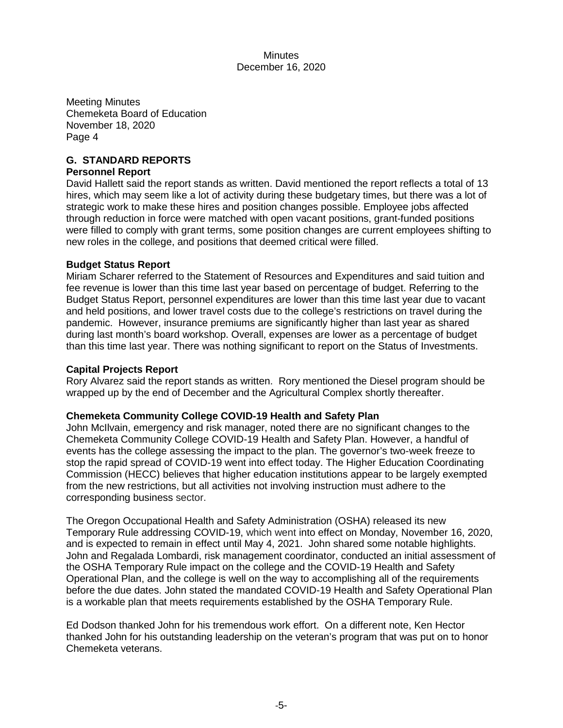Meeting Minutes
Chemeketa Board of Education
November 18, 2020
Page 4

## G. STANDARD REPORTS

### Personnel Report

David Hallett said the report stands as written. David mentioned the report reflects a total of 13 hires, which may seem like a lot of activity during these budgetary times, but there was a lot of strategic work to make these hires and position changes possible. Employee jobs affected through reduction in force were matched with open vacant positions, grant-funded positions were filled to comply with grant terms, some position changes are current employees shifting to new roles in the college, and positions that deemed critical were filled.

### Budget Status Report

Miriam Scharer referred to the Statement of Resources and Expenditures and said tuition and fee revenue is lower than this time last year based on percentage of budget. Referring to the Budget Status Report, personnel expenditures are lower than this time last year due to vacant and held positions, and lower travel costs due to the college's restrictions on travel during the pandemic. However, insurance premiums are significantly higher than last year as shared during last month's board workshop. Overall, expenses are lower as a percentage of budget than this time last year. There was nothing significant to report on the Status of Investments.

### Capital Projects Report

Rory Alvarez said the report stands as written. Rory mentioned the Diesel program should be wrapped up by the end of December and the Agricultural Complex shortly thereafter.

### Chemeketa Community College COVID-19 Health and Safety Plan

John McIlvain, emergency and risk manager, noted there are no significant changes to the Chemeketa Community College COVID-19 Health and Safety Plan. However, a handful of events has the college assessing the impact to the plan. The governor's two-week freeze to stop the rapid spread of COVID-19 went into effect today. The Higher Education Coordinating Commission (HECC) believes that higher education institutions appear to be largely exempted from the new restrictions, but all activities not involving instruction must adhere to the corresponding business sector.

The Oregon Occupational Health and Safety Administration (OSHA) released its new Temporary Rule addressing COVID-19, which went into effect on Monday, November 16, 2020, and is expected to remain in effect until May 4, 2021. John shared some notable highlights. John and Regalada Lombardi, risk management coordinator, conducted an initial assessment of the OSHA Temporary Rule impact on the college and the COVID-19 Health and Safety Operational Plan, and the college is well on the way to accomplishing all of the requirements before the due dates. John stated the mandated COVID-19 Health and Safety Operational Plan is a workable plan that meets requirements established by the OSHA Temporary Rule.

Ed Dodson thanked John for his tremendous work effort. On a different note, Ken Hector thanked John for his outstanding leadership on the veteran's program that was put on to honor Chemeketa veterans.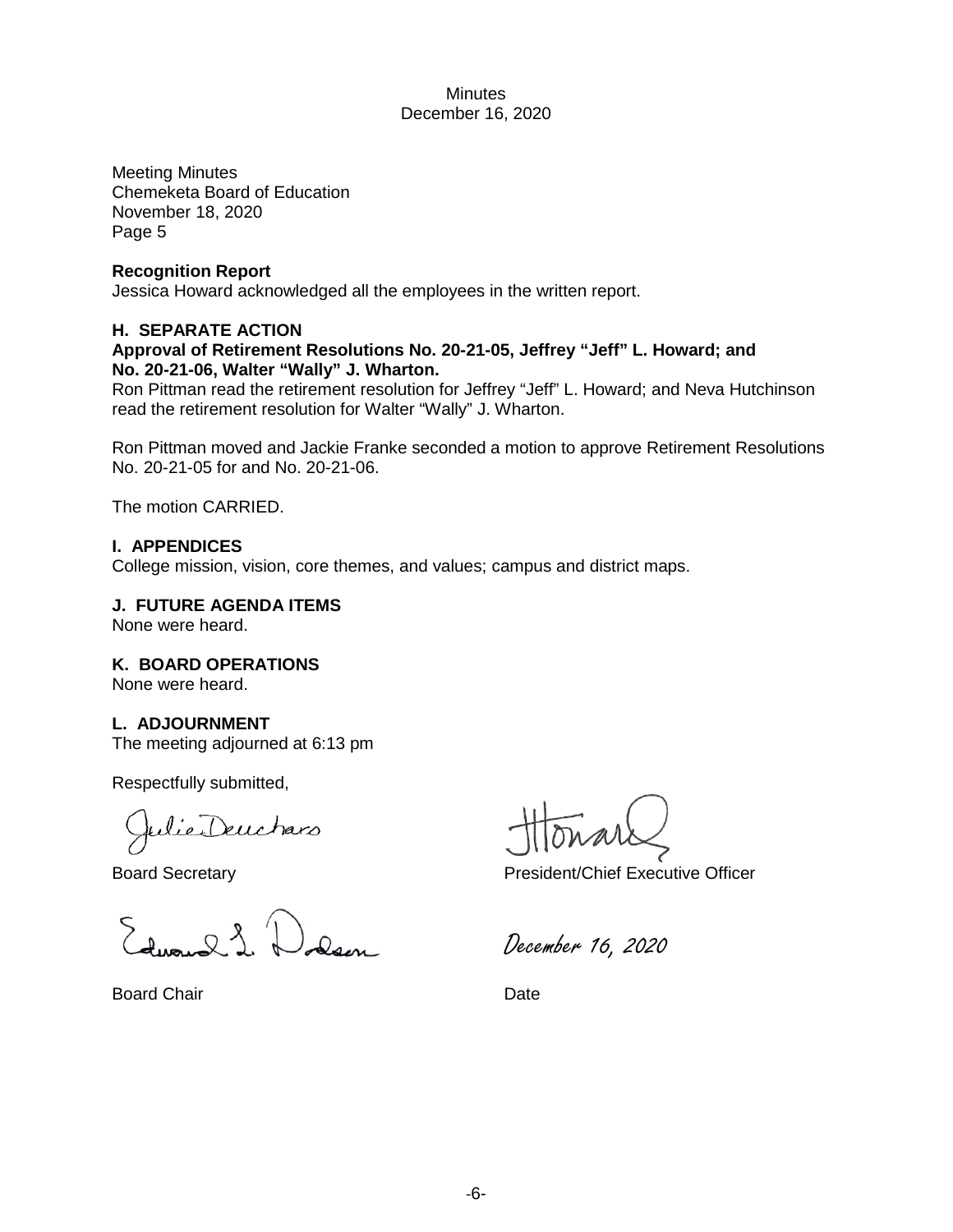Meeting Minutes
Chemeketa Board of Education
November 18, 2020
Page 5

**Recognition Report**
Jessica Howard acknowledged all the employees in the written report.

**H. SEPARATE ACTION**

**Approval of Retirement Resolutions No. 20-21-05, Jeffrey "Jeff" L. Howard; and No. 20-21-06, Walter "Wally" J. Wharton.**

Ron Pittman read the retirement resolution for Jeffrey "Jeff" L. Howard; and Neva Hutchinson read the retirement resolution for Walter "Wally" J. Wharton.

Ron Pittman moved and Jackie Franke seconded a motion to approve Retirement Resolutions No. 20-21-05 for and No. 20-21-06.

The motion CARRIED.

**I. APPENDICES**
College mission, vision, core themes, and values; campus and district maps.

**J. FUTURE AGENDA ITEMS**
None were heard.

**K. BOARD OPERATIONS**
None were heard.

**L. ADJOURNMENT**
The meeting adjourned at 6:13 pm

Respectfully submitted,

Julie Deuchars
Board Secretary

JHoward
President/Chief Executive Officer

Edward L. Dodson
Board Chair

December 16, 2020
Date